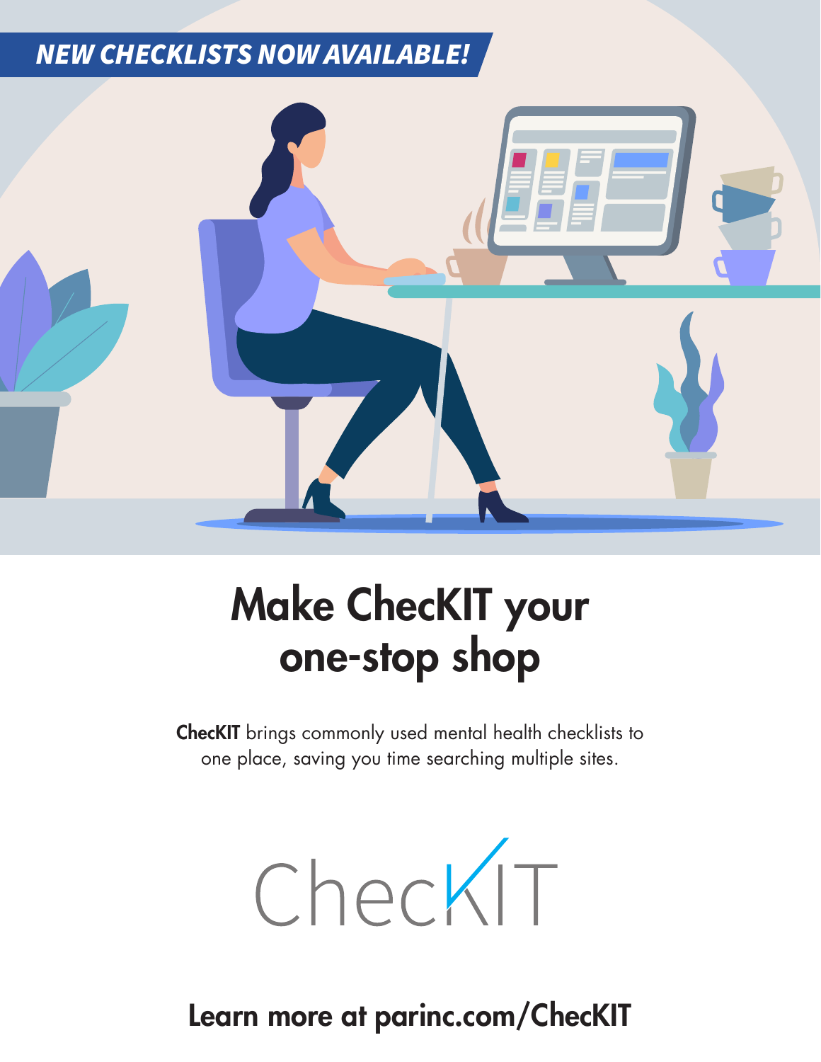***NEW CHECKLISTS NOW AVAILABLE!***

# Make ChecKIT your one-stop shop

**ChecKIT** brings commonly used mental health checklists to one place, saving you time searching multiple sites.

ChecKIT

**Learn more at parinc.com/ChecKIT**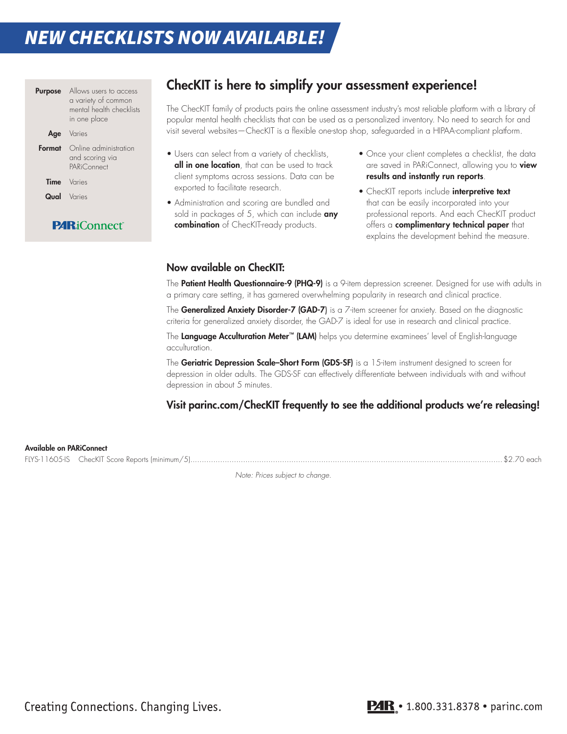# NEW CHECKLISTS NOW AVAILABLE!

| | |
|---|---|
| **Purpose** | Allows users to access a variety of common mental health checklists in one place |
| **Age** | Varies |
| **Format** | Online administration and scoring via PARiConnect |
| **Time** | Varies |
| **Qual** | Varies |

PARiConnect™

## CheckKIT is here to simplify your assessment experience!

The ChecKIT family of products pairs the online assessment industry's most reliable platform with a library of popular mental health checklists that can be used as a personalized inventory. No need to search for and visit several websites—ChecKIT is a flexible one-stop shop, safeguarded in a HIPAA-compliant platform.

- Users can select from a variety of checklists, **all in one location**, that can be used to track client symptoms across sessions. Data can be exported to facilitate research.
- Administration and scoring are bundled and sold in packages of 5, which can include **any combination** of ChecKIT-ready products.
- Once your client completes a checklist, the data are saved in PARiConnect, allowing you to **view results and instantly run reports**.
- ChecKIT reports include **interpretive text** that can be easily incorporated into your professional reports. And each ChecKIT product offers a **complimentary technical paper** that explains the development behind the measure.

### Now available on ChecKIT:

The **Patient Health Questionnaire-9 (PHQ-9)** is a 9-item depression screener. Designed for use with adults in a primary care setting, it has garnered overwhelming popularity in research and clinical practice.

The **Generalized Anxiety Disorder-7 (GAD-7)** is a 7-item screener for anxiety. Based on the diagnostic criteria for generalized anxiety disorder, the GAD-7 is ideal for use in research and clinical practice.

The **Language Acculturation Meter™ (LAM)** helps you determine examinees' level of English-language acculturation.

The **Geriatric Depression Scale–Short Form (GDS-SF)** is a 15-item instrument designed to screen for depression in older adults. The GDS-SF can effectively differentiate between individuals with and without depression in about 5 minutes.

### Visit parinc.com/ChecKIT frequently to see the additional products we're releasing!

**Available on PARiConnect**

FLYS-11605-IS ChecKIT Score Reports (minimum/5)........................................ $2.70 each

*Note: Prices subject to change.*

Creating Connections. Changing Lives.

PAR • 1.800.331.8378 • parinc.com